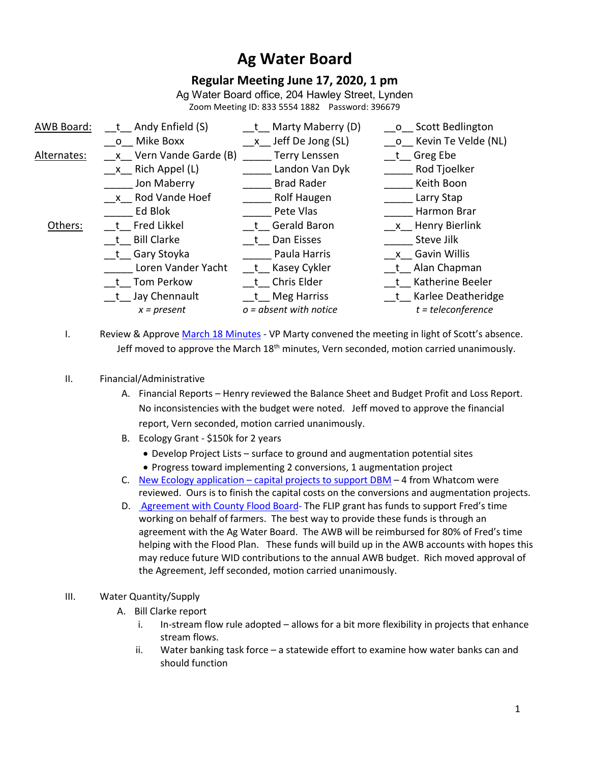# Ag Water Board

## Regular Meeting June 17, 2020, 1 pm

Ag Water Board office, 204 Hawley Street, Lynden
Zoom Meeting ID: 833 5554 1882 Password: 396679

| AWB Board: | __t__ Andy Enfield (S) | __t__ Marty Maberry (D) | __o__ Scott Bedlington |
|---|---|---|---|
| | __o__ Mike Boxx | __x__ Jeff De Jong (SL) | __o__ Kevin Te Velde (NL) |
| Alternates: | __x__ Vern Vande Garde (B) | _____ Terry Lenssen | __t__ Greg Ebe |
| | __x__ Rich Appel (L) | _____ Landon Van Dyk | _____ Rod Tjoelker |
| | _____ Jon Maberry | _____ Brad Rader | _____ Keith Boon |
| | __x__ Rod Vande Hoef | _____ Rolf Haugen | _____ Larry Stap |
| | _____ Ed Blok | _____ Pete Vlas | _____ Harmon Brar |
| Others: | __t__ Fred Likkel | __t__ Gerald Baron | __x__ Henry Bierlink |
| | __t__ Bill Clarke | __t__ Dan Eisses | _____ Steve Jilk |
| | __t__ Gary Stoyka | _____ Paula Harris | __x__ Gavin Willis |
| | _____ Loren Vander Yacht | __t__ Kasey Cykler | __t__ Alan Chapman |
| | __t__ Tom Perkow | __t__ Chris Elder | __t__ Katherine Beeler |
| | __t__ Jay Chennault | __t__ Meg Harriss | __t__ Karlee Deatheridge |
| | *x = present* | *o = absent with notice* | *t = teleconference* |

I. Review & Approve March 18 Minutes - VP Marty convened the meeting in light of Scott's absence. Jeff moved to approve the March 18th minutes, Vern seconded, motion carried unanimously.

II. Financial/Administrative

A. Financial Reports – Henry reviewed the Balance Sheet and Budget Profit and Loss Report. No inconsistencies with the budget were noted. Jeff moved to approve the financial report, Vern seconded, motion carried unanimously.

B. Ecology Grant - $150k for 2 years
- Develop Project Lists – surface to ground and augmentation potential sites
- Progress toward implementing 2 conversions, 1 augmentation project

C. New Ecology application – capital projects to support DBM – 4 from Whatcom were reviewed. Ours is to finish the capital costs on the conversions and augmentation projects.

D. Agreement with County Flood Board- The FLIP grant has funds to support Fred's time working on behalf of farmers. The best way to provide these funds is through an agreement with the Ag Water Board. The AWB will be reimbursed for 80% of Fred's time helping with the Flood Plan. These funds will build up in the AWB accounts with hopes this may reduce future WID contributions to the annual AWB budget. Rich moved approval of the Agreement, Jeff seconded, motion carried unanimously.

III. Water Quantity/Supply

A. Bill Clarke report

i. In-stream flow rule adopted – allows for a bit more flexibility in projects that enhance stream flows.

ii. Water banking task force – a statewide effort to examine how water banks can and should function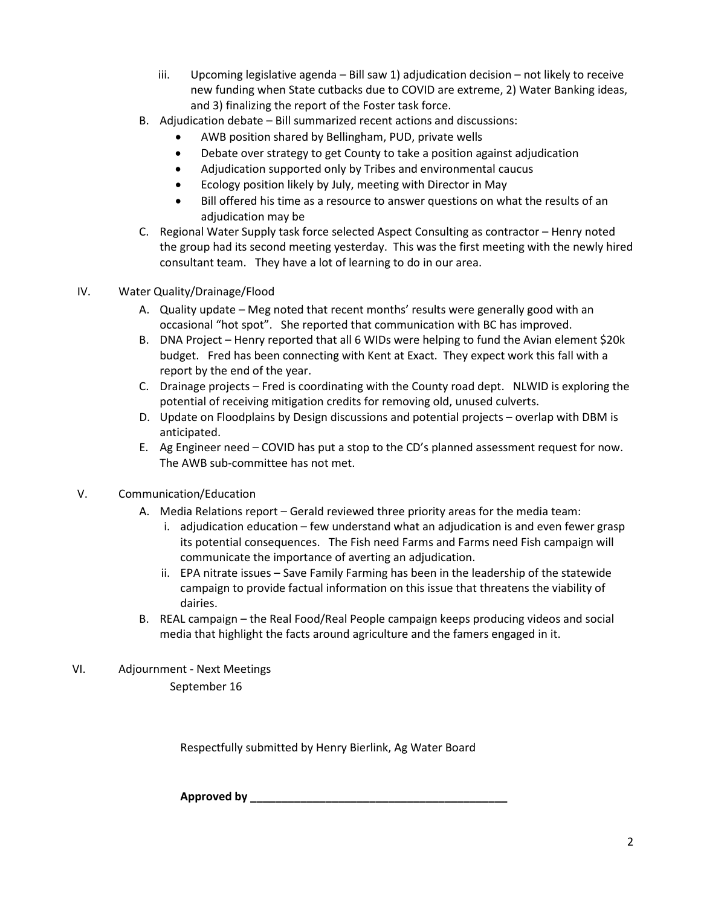iii. Upcoming legislative agenda – Bill saw 1) adjudication decision – not likely to receive new funding when State cutbacks due to COVID are extreme, 2) Water Banking ideas, and 3) finalizing the report of the Foster task force.

   B. Adjudication debate – Bill summarized recent actions and discussions:
      - AWB position shared by Bellingham, PUD, private wells
      - Debate over strategy to get County to take a position against adjudication
      - Adjudication supported only by Tribes and environmental caucus
      - Ecology position likely by July, meeting with Director in May
      - Bill offered his time as a resource to answer questions on what the results of an adjudication may be

   C. Regional Water Supply task force selected Aspect Consulting as contractor – Henry noted the group had its second meeting yesterday. This was the first meeting with the newly hired consultant team. They have a lot of learning to do in our area.

IV. Water Quality/Drainage/Flood

   A. Quality update – Meg noted that recent months' results were generally good with an occasional "hot spot". She reported that communication with BC has improved.

   B. DNA Project – Henry reported that all 6 WIDs were helping to fund the Avian element $20k budget. Fred has been connecting with Kent at Exact. They expect work this fall with a report by the end of the year.

   C. Drainage projects – Fred is coordinating with the County road dept. NLWID is exploring the potential of receiving mitigation credits for removing old, unused culverts.

   D. Update on Floodplains by Design discussions and potential projects – overlap with DBM is anticipated.

   E. Ag Engineer need – COVID has put a stop to the CD's planned assessment request for now. The AWB sub-committee has not met.

V. Communication/Education

   A. Media Relations report – Gerald reviewed three priority areas for the media team:
      i. adjudication education – few understand what an adjudication is and even fewer grasp its potential consequences. The Fish need Farms and Farms need Fish campaign will communicate the importance of averting an adjudication.
      ii. EPA nitrate issues – Save Family Farming has been in the leadership of the statewide campaign to provide factual information on this issue that threatens the viability of dairies.

   B. REAL campaign – the Real Food/Real People campaign keeps producing videos and social media that highlight the facts around agriculture and the famers engaged in it.

VI. Adjournment - Next Meetings

   September 16

Respectfully submitted by Henry Bierlink, Ag Water Board

**Approved by ________________________________________**